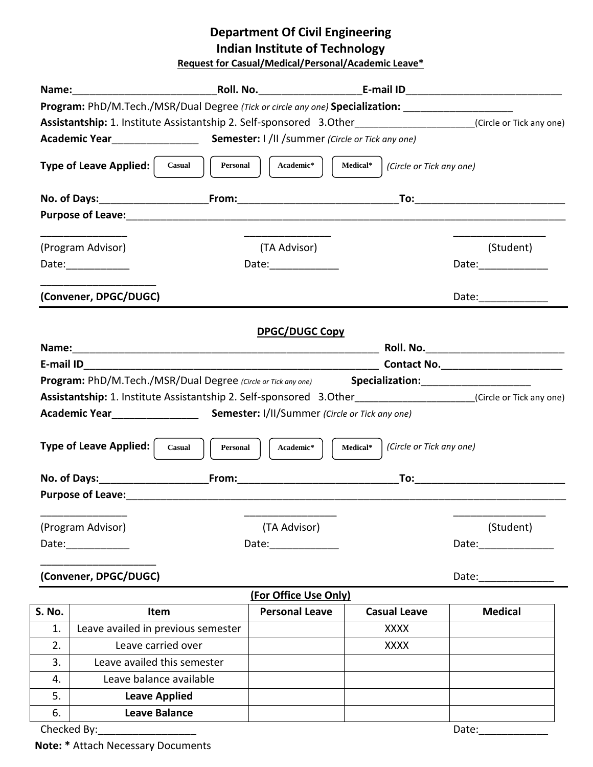# Department Of Civil Engineering
# Indian Institute of Technology

**Request for Casual/Medical/Personal/Academic Leave***

**Name:**_________________________**Roll. No.**_________________**E-mail ID**___________________________

**Program:** PhD/M.Tech./MSR/Dual Degree *(Tick or circle any one)* **Specialization:** ___________________

**Assistantship:** 1. Institute Assistantship 2. Self-sponsored 3.Other_____________________(Circle or Tick any one)

**Academic Year**_______________ **Semester:** I /II /summer *(Circle or Tick any one)*

**Type of Leave Applied:** Casual | Personal | Academic* | Medical* *(Circle or Tick any one)*

**No. of Days:**___________________**From:**____________________________**To:**__________________________

**Purpose of Leave:**___________________________________________________________________________

_______________ _______________ ________________

(Program Advisor) (TA Advisor) (Student)

Date:___________ Date:____________ Date:____________

____________________

**(Convener, DPGC/DUGC)** Date:____________

---

## DPGC/DUGC Copy

**Name:**_______________________________________________________ **Roll. No.**________________________

**E-mail ID**____________________________________________________ **Contact No.**_____________________

**Program:** PhD/M.Tech./MSR/Dual Degree *(Circle or Tick any one)* **Specialization:**___________________

**Assistantship:** 1. Institute Assistantship 2. Self-sponsored 3.Other_____________________(Circle or Tick any one)

**Academic Year**_______________ **Semester:** I/II/Summer *(Circle or Tick any one)*

**Type of Leave Applied:** Casual | Personal | Academic* | Medical* *(Circle or Tick any one)*

**No. of Days:**___________________**From:**____________________________**To:**__________________________

**Purpose of Leave:**___________________________________________________________________________

_______________ ________________ ________________

(Program Advisor) (TA Advisor) (Student)

Date:___________ Date:____________ Date:_____________

____________________

**(Convener, DPGC/DUGC)** Date:_____________

---

**(For Office Use Only)**

| S. No. | Item | Personal Leave | Casual Leave | Medical |
|---|---|---|---|---|
| 1. | Leave availed in previous semester | | XXXX | |
| 2. | Leave carried over | | XXXX | |
| 3. | Leave availed this semester | | | |
| 4. | Leave balance available | | | |
| 5. | **Leave Applied** | | | |
| 6. | **Leave Balance** | | | |

Checked By:_________________ Date:____________

**Note: *** Attach Necessary Documents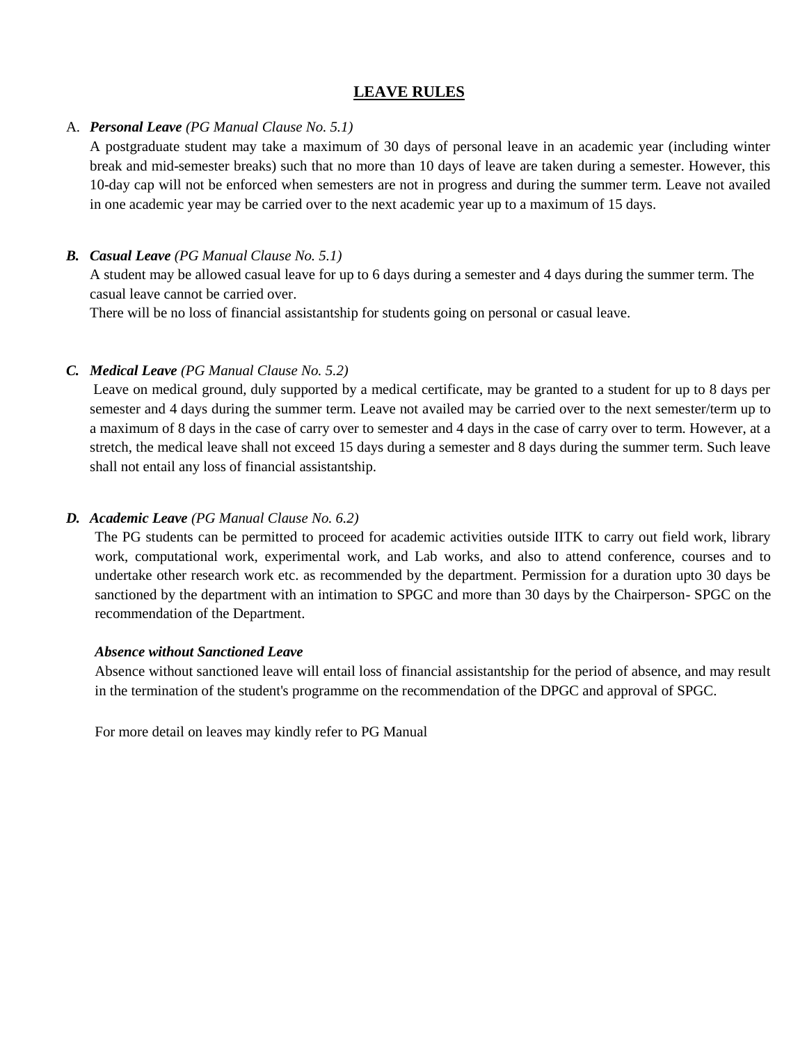# LEADERSHIP_PLACEHOLDER

# LEAVE RULES

A. ***Personal Leave*** *(PG Manual Clause No. 5.1)*

A postgraduate student may take a maximum of 30 days of personal leave in an academic year (including winter break and mid-semester breaks) such that no more than 10 days of leave are taken during a semester. However, this 10-day cap will not be enforced when semesters are not in progress and during the summer term. Leave not availed in one academic year may be carried over to the next academic year up to a maximum of 15 days.

***B. Casual Leave*** *(PG Manual Clause No. 5.1)*

A student may be allowed casual leave for up to 6 days during a semester and 4 days during the summer term. The casual leave cannot be carried over.

There will be no loss of financial assistantship for students going on personal or casual leave.

***C. Medical Leave*** *(PG Manual Clause No. 5.2)*

Leave on medical ground, duly supported by a medical certificate, may be granted to a student for up to 8 days per semester and 4 days during the summer term. Leave not availed may be carried over to the next semester/term up to a maximum of 8 days in the case of carry over to semester and 4 days in the case of carry over to term. However, at a stretch, the medical leave shall not exceed 15 days during a semester and 8 days during the summer term. Such leave shall not entail any loss of financial assistantship.

***D. Academic Leave*** *(PG Manual Clause No. 6.2)*

The PG students can be permitted to proceed for academic activities outside IITK to carry out field work, library work, computational work, experimental work, and Lab works, and also to attend conference, courses and to undertake other research work etc. as recommended by the department. Permission for a duration upto 30 days be sanctioned by the department with an intimation to SPGC and more than 30 days by the Chairperson- SPGC on the recommendation of the Department.

***Absence without Sanctioned Leave***

Absence without sanctioned leave will entail loss of financial assistantship for the period of absence, and may result in the termination of the student's programme on the recommendation of the DPGC and approval of SPGC.

For more detail on leaves may kindly refer to PG Manual